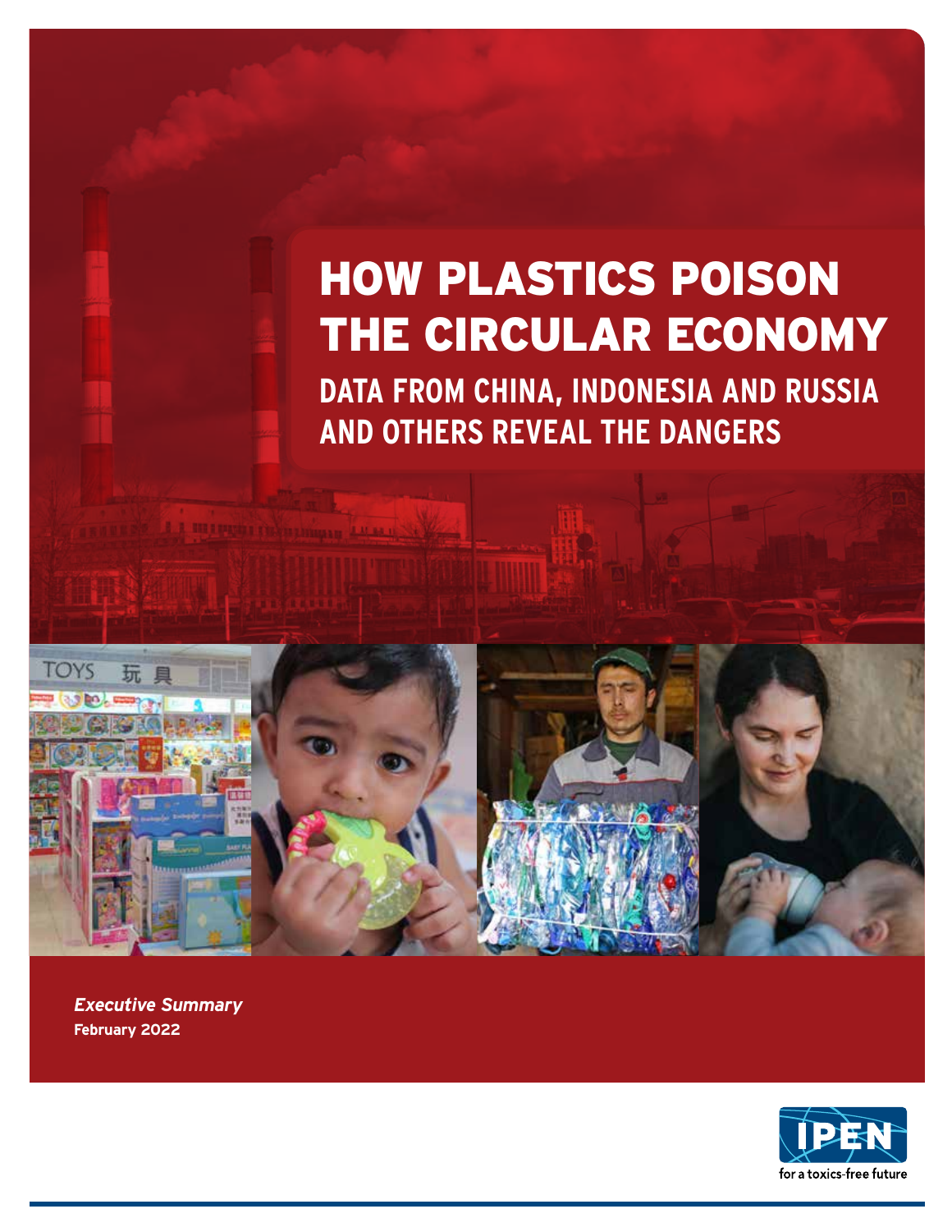# HOW PLASTICS POISON THE CIRCULAR ECONOMY

## DATA FROM CHINA, INDONESIA AND RUSSIA AND OTHERS REVEAL THE DANGERS

***Executive Summary***

**February 2022**

IPEN

for a toxics-free future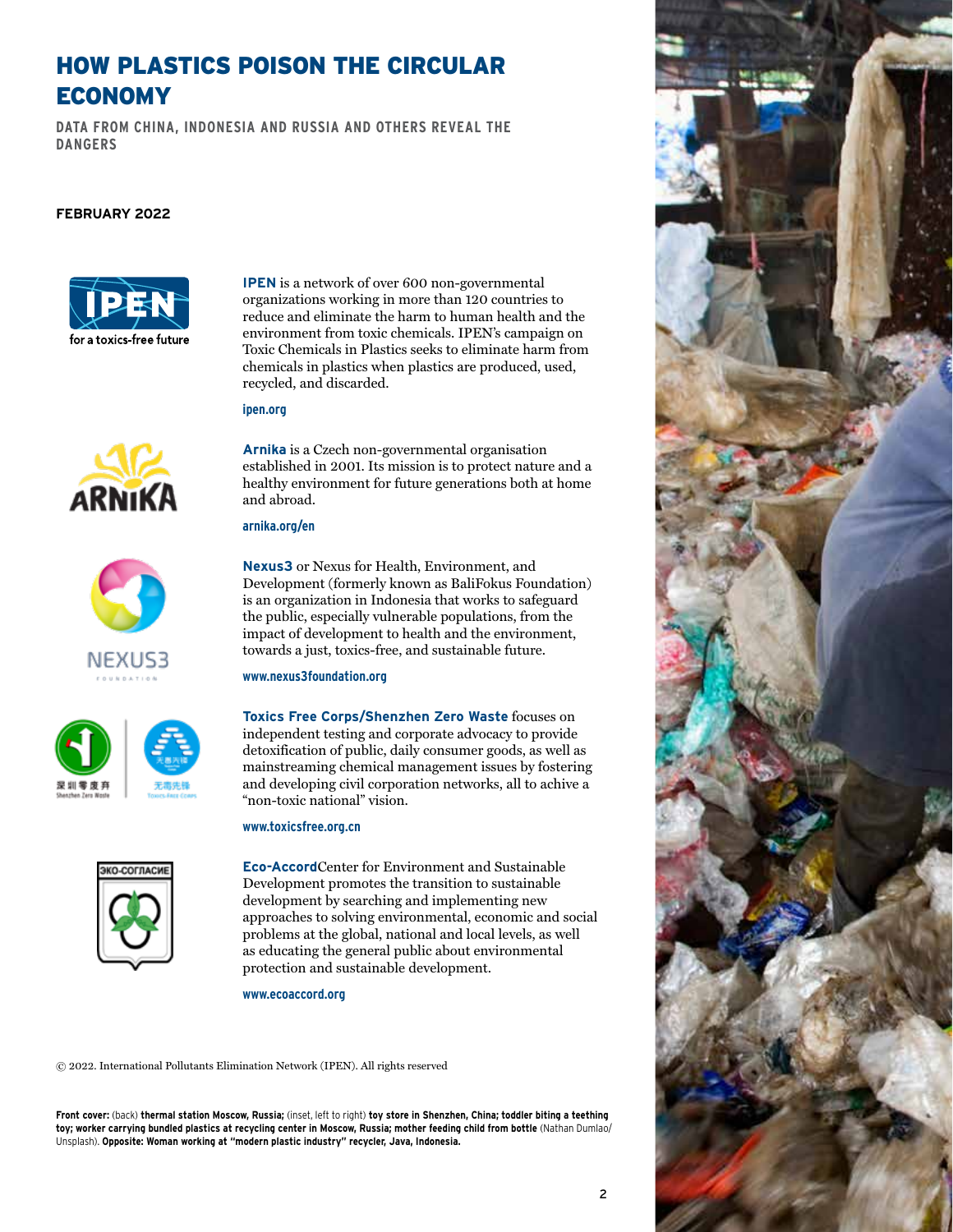# HOW PLASTICS POISON THE CIRCULAR ECONOMY

**DATA FROM CHINA, INDONESIA AND RUSSIA AND OTHERS REVEAL THE DANGERS**

**FEBRUARY 2022**

**IPEN** is a network of over 600 non-governmental organizations working in more than 120 countries to reduce and eliminate the harm to human health and the environment from toxic chemicals. IPEN's campaign on Toxic Chemicals in Plastics seeks to eliminate harm from chemicals in plastics when plastics are produced, used, recycled, and discarded.

ipen.org

**Arnika** is a Czech non-governmental organisation established in 2001. Its mission is to protect nature and a healthy environment for future generations both at home and abroad.

arnika.org/en

**Nexus3** or Nexus for Health, Environment, and Development (formerly known as BaliFokus Foundation) is an organization in Indonesia that works to safeguard the public, especially vulnerable populations, from the impact of development to health and the environment, towards a just, toxics-free, and sustainable future.

www.nexus3foundation.org

**Toxics Free Corps/Shenzhen Zero Waste** focuses on independent testing and corporate advocacy to provide detoxification of public, daily consumer goods, as well as mainstreaming chemical management issues by fostering and developing civil corporation networks, all to achive a "non-toxic national" vision.

www.toxicsfree.org.cn

**Eco-Accord**Center for Environment and Sustainable Development promotes the transition to sustainable development by searching and implementing new approaches to solving environmental, economic and social problems at the global, national and local levels, as well as educating the general public about environmental protection and sustainable development.

www.ecoaccord.org

© 2022. International Pollutants Elimination Network (IPEN). All rights reserved

**Front cover:** (back) **thermal station Moscow, Russia;** (inset, left to right) **toy store in Shenzhen, China; toddler biting a teething toy; worker carrying bundled plastics at recycling center in Moscow, Russia; mother feeding child from bottle** (Nathan Dumlao/Unsplash). **Opposite: Woman working at "modern plastic industry" recycler, Java, Indonesia.**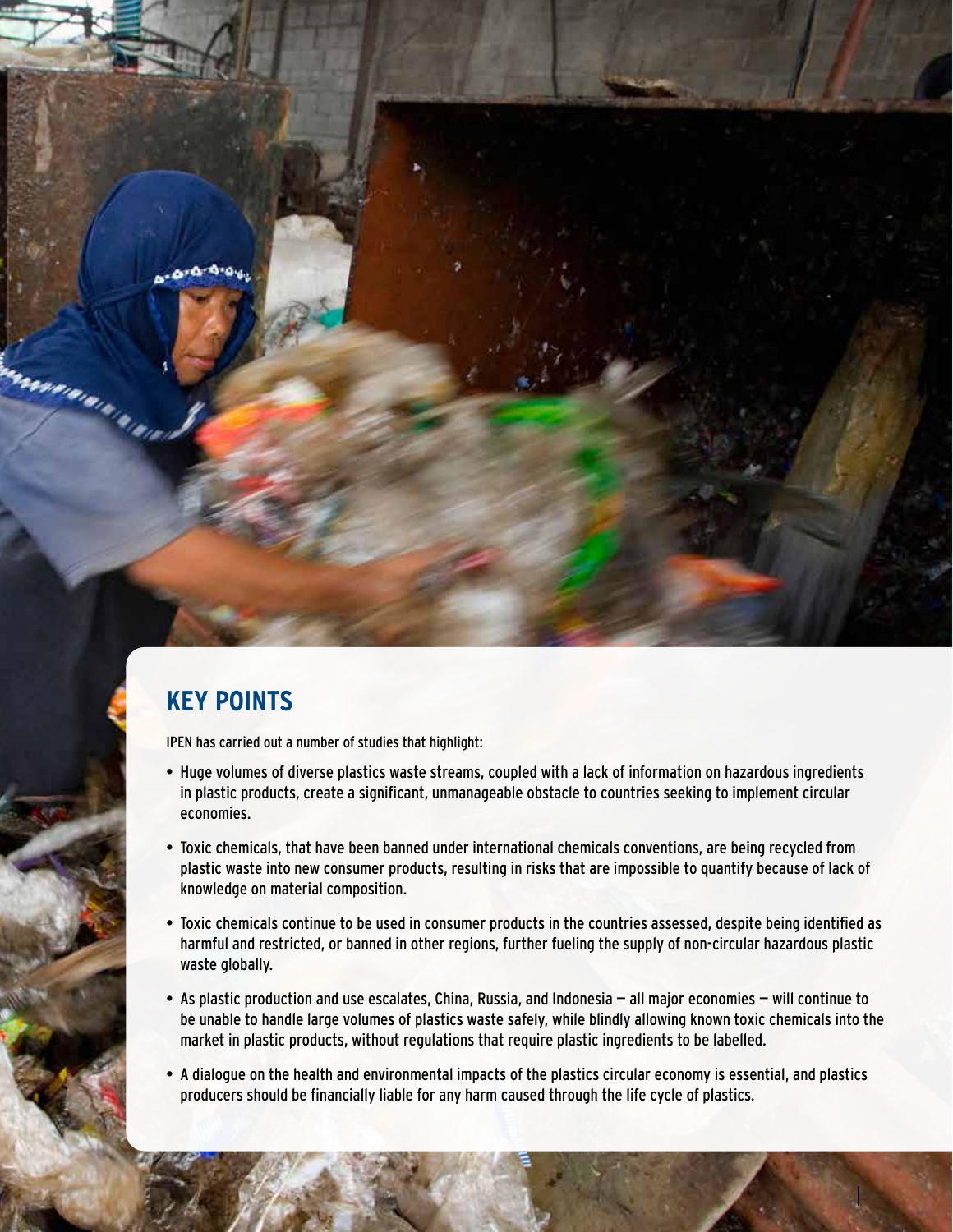## KEY POINTS

IPEN has carried out a number of studies that highlight:

- Huge volumes of diverse plastics waste streams, coupled with a lack of information on hazardous ingredients in plastic products, create a significant, unmanageable obstacle to countries seeking to implement circular economies.
- Toxic chemicals, that have been banned under international chemicals conventions, are being recycled from plastic waste into new consumer products, resulting in risks that are impossible to quantify because of lack of knowledge on material composition.
- Toxic chemicals continue to be used in consumer products in the countries assessed, despite being identified as harmful and restricted, or banned in other regions, further fueling the supply of non-circular hazardous plastic waste globally.
- As plastic production and use escalates, China, Russia, and Indonesia — all major economies — will continue to be unable to handle large volumes of plastics waste safely, while blindly allowing known toxic chemicals into the market in plastic products, without regulations that require plastic ingredients to be labelled.
- A dialogue on the health and environmental impacts of the plastics circular economy is essential, and plastics producers should be financially liable for any harm caused through the life cycle of plastics.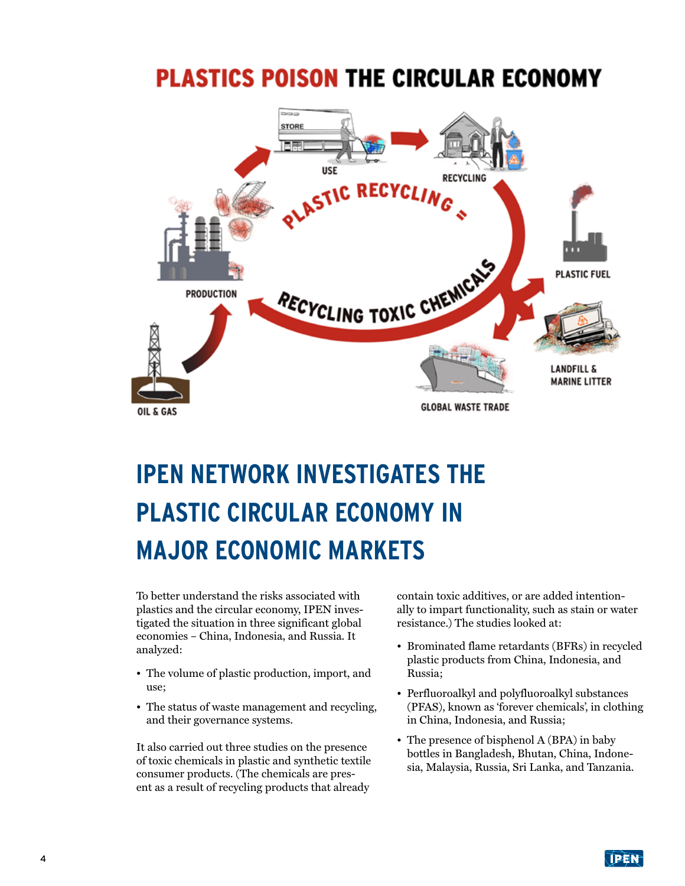# PLASTICS POISON THE CIRCULAR ECONOMY

USE

RECYCLING

PLASTIC RECYCLING = RECYCLING TOXIC CHEMICALS

PLASTIC FUEL

PRODUCTION

LANDFILL & MARINE LITTER

OIL & GAS

GLOBAL WASTE TRADE

## IPEN NETWORK INVESTIGATES THE PLASTIC CIRCULAR ECONOMY IN MAJOR ECONOMIC MARKETS

To better understand the risks associated with plastics and the circular economy, IPEN investigated the situation in three significant global economies – China, Indonesia, and Russia. It analyzed:

- The volume of plastic production, import, and use;
- The status of waste management and recycling, and their governance systems.

It also carried out three studies on the presence of toxic chemicals in plastic and synthetic textile consumer products. (The chemicals are present as a result of recycling products that already contain toxic additives, or are added intentionally to impart functionality, such as stain or water resistance.) The studies looked at:

- Brominated flame retardants (BFRs) in recycled plastic products from China, Indonesia, and Russia;
- Perfluoroalkyl and polyfluoroalkyl substances (PFAS), known as 'forever chemicals', in clothing in China, Indonesia, and Russia;
- The presence of bisphenol A (BPA) in baby bottles in Bangladesh, Bhutan, China, Indonesia, Malaysia, Russia, Sri Lanka, and Tanzania.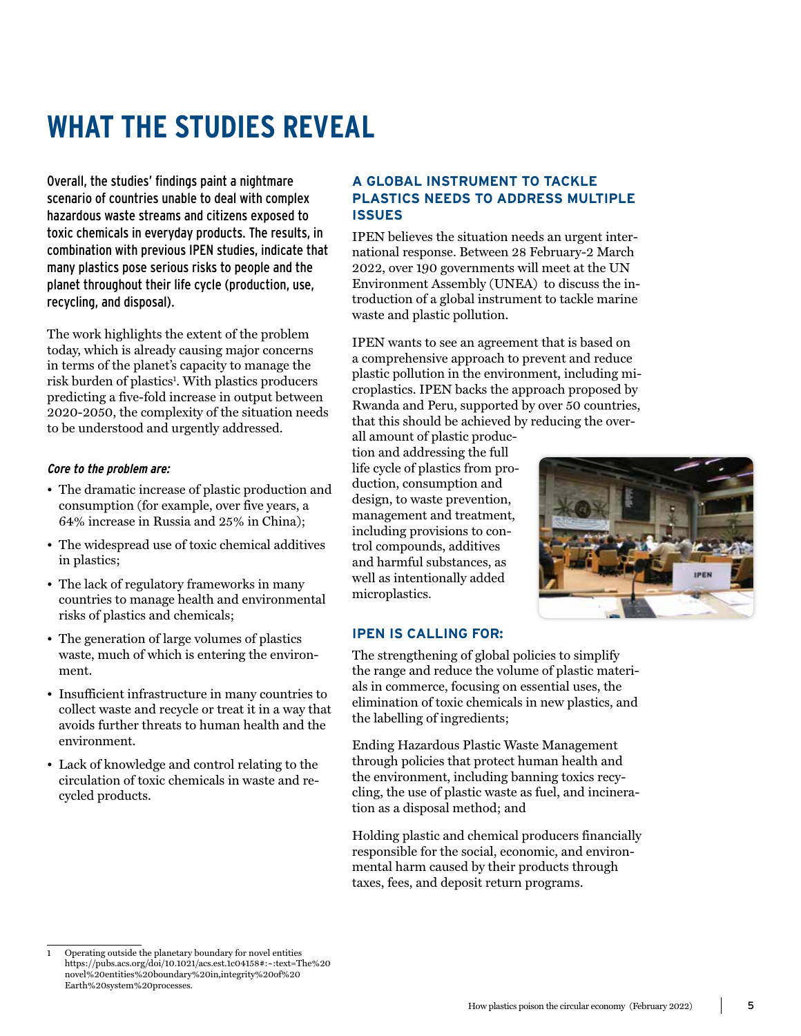# WHAT THE STUDIES REVEAL

Overall, the studies' findings paint a nightmare scenario of countries unable to deal with complex hazardous waste streams and citizens exposed to toxic chemicals in everyday products. The results, in combination with previous IPEN studies, indicate that many plastics pose serious risks to people and the planet throughout their life cycle (production, use, recycling, and disposal).

The work highlights the extent of the problem today, which is already causing major concerns in terms of the planet's capacity to manage the risk burden of plastics[1]. With plastics producers predicting a five-fold increase in output between 2020-2050, the complexity of the situation needs to be understood and urgently addressed.

***Core to the problem are:***

- The dramatic increase of plastic production and consumption (for example, over five years, a 64% increase in Russia and 25% in China);
- The widespread use of toxic chemical additives in plastics;
- The lack of regulatory frameworks in many countries to manage health and environmental risks of plastics and chemicals;
- The generation of large volumes of plastics waste, much of which is entering the environment.
- Insufficient infrastructure in many countries to collect waste and recycle or treat it in a way that avoids further threats to human health and the environment.
- Lack of knowledge and control relating to the circulation of toxic chemicals in waste and recycled products.

## A GLOBAL INSTRUMENT TO TACKLE PLASTICS NEEDS TO ADDRESS MULTIPLE ISSUES

IPEN believes the situation needs an urgent international response. Between 28 February-2 March 2022, over 190 governments will meet at the UN Environment Assembly (UNEA) to discuss the introduction of a global instrument to tackle marine waste and plastic pollution.

IPEN wants to see an agreement that is based on a comprehensive approach to prevent and reduce plastic pollution in the environment, including microplastics. IPEN backs the approach proposed by Rwanda and Peru, supported by over 50 countries, that this should be achieved by reducing the overall amount of plastic production and addressing the full life cycle of plastics from production, consumption and design, to waste prevention, management and treatment, including provisions to control compounds, additives and harmful substances, as well as intentionally added microplastics.

## IPEN IS CALLING FOR:

The strengthening of global policies to simplify the range and reduce the volume of plastic materials in commerce, focusing on essential uses, the elimination of toxic chemicals in new plastics, and the labelling of ingredients;

Ending Hazardous Plastic Waste Management through policies that protect human health and the environment, including banning toxics recycling, the use of plastic waste as fuel, and incineration as a disposal method; and

Holding plastic and chemical producers financially responsible for the social, economic, and environmental harm caused by their products through taxes, fees, and deposit return programs.

---

1 Operating outside the planetary boundary for novel entities https://pubs.acs.org/doi/10.1021/acs.est.1c04158#:~:text=The%20novel%20entities%20boundary%20in,integrity%20of%20Earth%20system%20processes.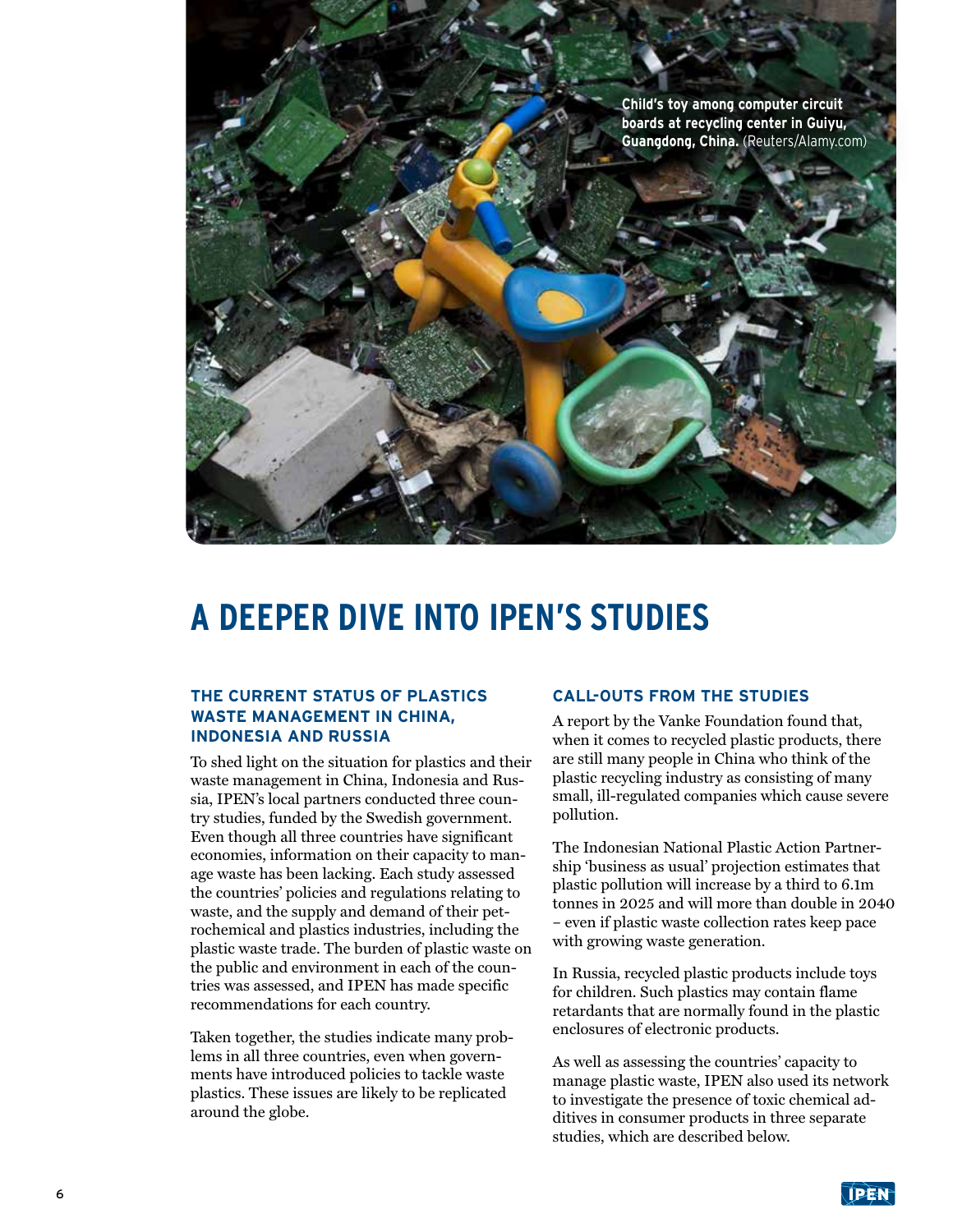**Child's toy among computer circuit boards at recycling center in Guiyu, Guangdong, China.** (Reuters/Alamy.com)

# A DEEPER DIVE INTO IPEN'S STUDIES

## THE CURRENT STATUS OF PLASTICS WASTE MANAGEMENT IN CHINA, INDONESIA AND RUSSIA

To shed light on the situation for plastics and their waste management in China, Indonesia and Russia, IPEN's local partners conducted three country studies, funded by the Swedish government. Even though all three countries have significant economies, information on their capacity to manage waste has been lacking. Each study assessed the countries' policies and regulations relating to waste, and the supply and demand of their petrochemical and plastics industries, including the plastic waste trade. The burden of plastic waste on the public and environment in each of the countries was assessed, and IPEN has made specific recommendations for each country.

Taken together, the studies indicate many problems in all three countries, even when governments have introduced policies to tackle waste plastics. These issues are likely to be replicated around the globe.

## CALL-OUTS FROM THE STUDIES

A report by the Vanke Foundation found that, when it comes to recycled plastic products, there are still many people in China who think of the plastic recycling industry as consisting of many small, ill-regulated companies which cause severe pollution.

The Indonesian National Plastic Action Partnership 'business as usual' projection estimates that plastic pollution will increase by a third to 6.1m tonnes in 2025 and will more than double in 2040 – even if plastic waste collection rates keep pace with growing waste generation.

In Russia, recycled plastic products include toys for children. Such plastics may contain flame retardants that are normally found in the plastic enclosures of electronic products.

As well as assessing the countries' capacity to manage plastic waste, IPEN also used its network to investigate the presence of toxic chemical additives in consumer products in three separate studies, which are described below.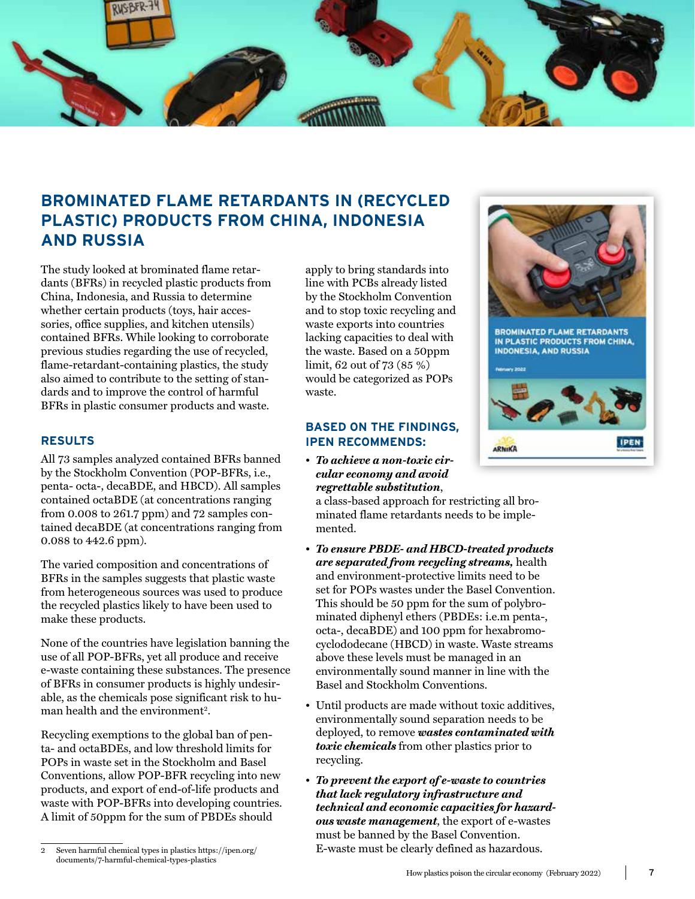## BROMINATED FLAME RETARDANTS IN (RECYCLED PLASTIC) PRODUCTS FROM CHINA, INDONESIA AND RUSSIA

The study looked at brominated flame retardants (BFRs) in recycled plastic products from China, Indonesia, and Russia to determine whether certain products (toys, hair accessories, office supplies, and kitchen utensils) contained BFRs. While looking to corroborate previous studies regarding the use of recycled, flame-retardant-containing plastics, the study also aimed to contribute to the setting of standards and to improve the control of harmful BFRs in plastic consumer products and waste.

### RESULTS

All 73 samples analyzed contained BFRs banned by the Stockholm Convention (POP-BFRs, i.e., penta- octa-, decaBDE, and HBCD). All samples contained octaBDE (at concentrations ranging from 0.008 to 261.7 ppm) and 72 samples contained decaBDE (at concentrations ranging from 0.088 to 442.6 ppm).

The varied composition and concentrations of BFRs in the samples suggests that plastic waste from heterogeneous sources was used to produce the recycled plastics likely to have been used to make these products.

None of the countries have legislation banning the use of all POP-BFRs, yet all produce and receive e-waste containing these substances. The presence of BFRs in consumer products is highly undesirable, as the chemicals pose significant risk to human health and the environment[2].

Recycling exemptions to the global ban of penta- and octaBDEs, and low threshold limits for POPs in waste set in the Stockholm and Basel Conventions, allow POP-BFR recycling into new products, and export of end-of-life products and waste with POP-BFRs into developing countries. A limit of 50ppm for the sum of PBDEs should apply to bring standards into line with PCBs already listed by the Stockholm Convention and to stop toxic recycling and waste exports into countries lacking capacities to deal with the waste. Based on a 50ppm limit, 62 out of 73 (85 %) would be categorized as POPs waste.

### BASED ON THE FINDINGS, IPEN RECOMMENDS:

- ***To achieve a non-toxic circular economy and avoid regrettable substitution***, a class-based approach for restricting all brominated flame retardants needs to be implemented.
- ***To ensure PBDE- and HBCD-treated products are separated from recycling streams,*** health and environment-protective limits need to be set for POPs wastes under the Basel Convention. This should be 50 ppm for the sum of polybrominated diphenyl ethers (PBDEs: i.e.m penta-, octa-, decaBDE) and 100 ppm for hexabromocyclododecane (HBCD) in waste. Waste streams above these levels must be managed in an environmentally sound manner in line with the Basel and Stockholm Conventions.
- Until products are made without toxic additives, environmentally sound separation needs to be deployed, to remove ***wastes contaminated with toxic chemicals*** from other plastics prior to recycling.
- ***To prevent the export of e-waste to countries that lack regulatory infrastructure and technical and economic capacities for hazardous waste management***, the export of e-wastes must be banned by the Basel Convention. E-waste must be clearly defined as hazardous.

2 Seven harmful chemical types in plastics https://ipen.org/documents/7-harmful-chemical-types-plastics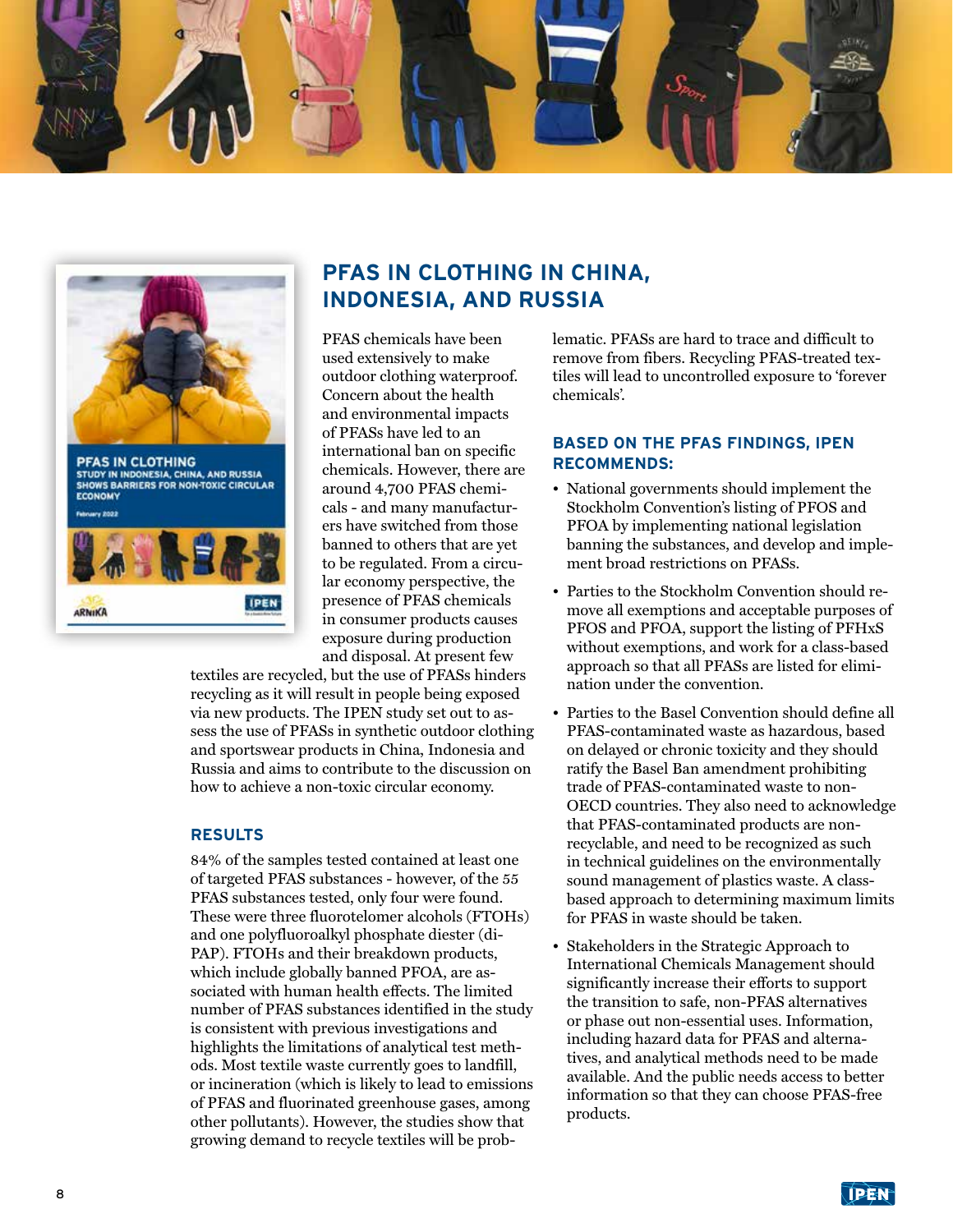## PFAS IN CLOTHING IN CHINA, INDONESIA, AND RUSSIA

PFAS chemicals have been used extensively to make outdoor clothing waterproof. Concern about the health and environmental impacts of PFASs have led to an international ban on specific chemicals. However, there are around 4,700 PFAS chemicals - and many manufacturers have switched from those banned to others that are yet to be regulated. From a circular economy perspective, the presence of PFAS chemicals in consumer products causes exposure during production and disposal. At present few textiles are recycled, but the use of PFASs hinders recycling as it will result in people being exposed via new products. The IPEN study set out to assess the use of PFASs in synthetic outdoor clothing and sportswear products in China, Indonesia and Russia and aims to contribute to the discussion on how to achieve a non-toxic circular economy.

### RESULTS

84% of the samples tested contained at least one of targeted PFAS substances - however, of the 55 PFAS substances tested, only four were found. These were three fluorotelomer alcohols (FTOHs) and one polyfluoroalkyl phosphate diester (diPAP). FTOHs and their breakdown products, which include globally banned PFOA, are associated with human health effects. The limited number of PFAS substances identified in the study is consistent with previous investigations and highlights the limitations of analytical test methods. Most textile waste currently goes to landfill, or incineration (which is likely to lead to emissions of PFAS and fluorinated greenhouse gases, among other pollutants). However, the studies show that growing demand to recycle textiles will be problematic. PFASs are hard to trace and difficult to remove from fibers. Recycling PFAS-treated textiles will lead to uncontrolled exposure to 'forever chemicals'.

### BASED ON THE PFAS FINDINGS, IPEN RECOMMENDS:

- National governments should implement the Stockholm Convention's listing of PFOS and PFOA by implementing national legislation banning the substances, and develop and implement broad restrictions on PFASs.
- Parties to the Stockholm Convention should remove all exemptions and acceptable purposes of PFOS and PFOA, support the listing of PFHxS without exemptions, and work for a class-based approach so that all PFASs are listed for elimination under the convention.
- Parties to the Basel Convention should define all PFAS-contaminated waste as hazardous, based on delayed or chronic toxicity and they should ratify the Basel Ban amendment prohibiting trade of PFAS-contaminated waste to non-OECD countries. They also need to acknowledge that PFAS-contaminated products are non-recyclable, and need to be recognized as such in technical guidelines on the environmentally sound management of plastics waste. A class-based approach to determining maximum limits for PFAS in waste should be taken.
- Stakeholders in the Strategic Approach to International Chemicals Management should significantly increase their efforts to support the transition to safe, non-PFAS alternatives or phase out non-essential uses. Information, including hazard data for PFAS and alternatives, and analytical methods need to be made available. And the public needs access to better information so that they can choose PFAS-free products.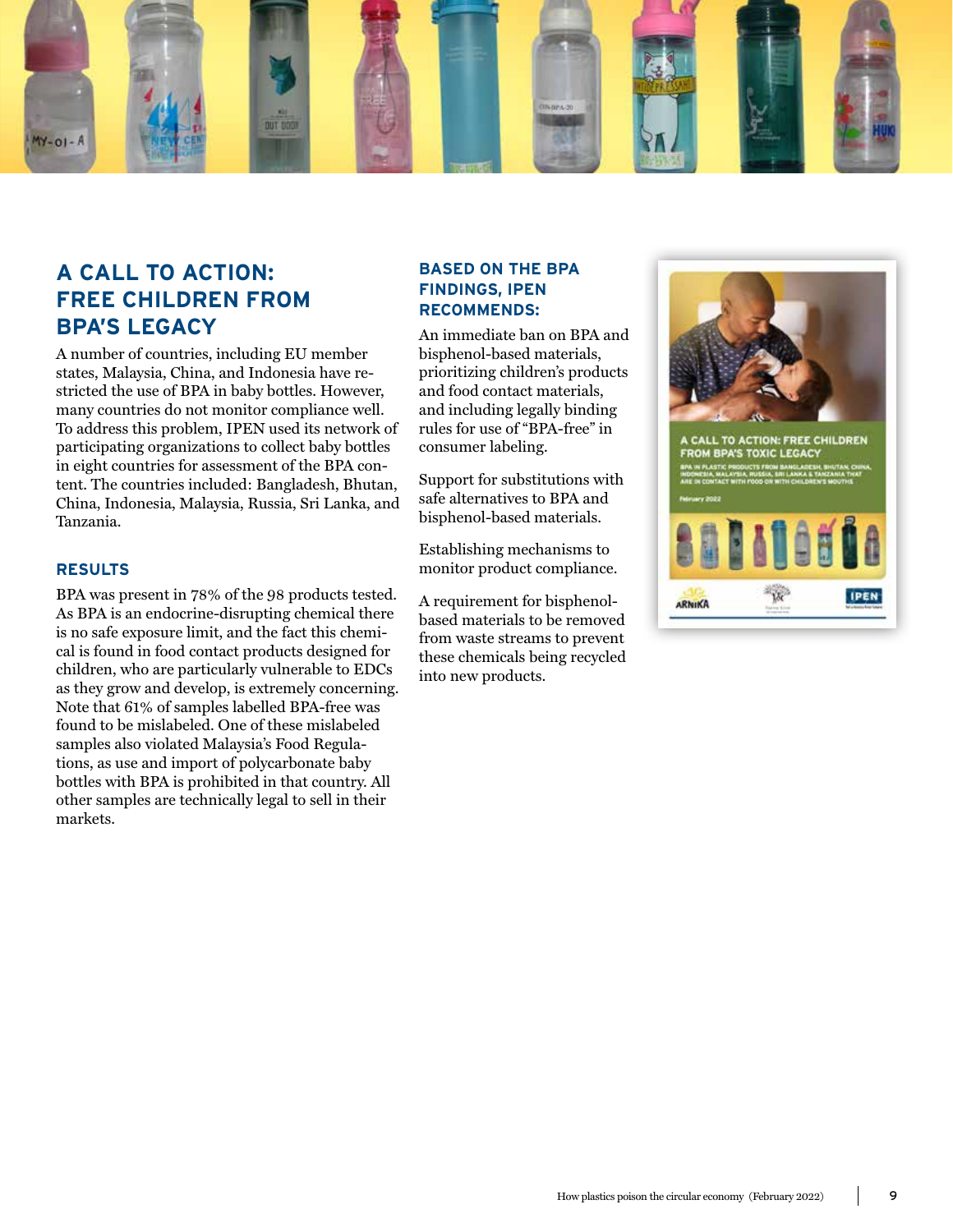## A CALL TO ACTION: FREE CHILDREN FROM BPA'S LEGACY

A number of countries, including EU member states, Malaysia, China, and Indonesia have restricted the use of BPA in baby bottles. However, many countries do not monitor compliance well. To address this problem, IPEN used its network of participating organizations to collect baby bottles in eight countries for assessment of the BPA content. The countries included: Bangladesh, Bhutan, China, Indonesia, Malaysia, Russia, Sri Lanka, and Tanzania.

### RESULTS

BPA was present in 78% of the 98 products tested. As BPA is an endocrine-disrupting chemical there is no safe exposure limit, and the fact this chemical is found in food contact products designed for children, who are particularly vulnerable to EDCs as they grow and develop, is extremely concerning. Note that 61% of samples labelled BPA-free was found to be mislabeled. One of these mislabeled samples also violated Malaysia's Food Regulations, as use and import of polycarbonate baby bottles with BPA is prohibited in that country. All other samples are technically legal to sell in their markets.

### BASED ON THE BPA FINDINGS, IPEN RECOMMENDS:

An immediate ban on BPA and bisphenol-based materials, prioritizing children's products and food contact materials, and including legally binding rules for use of "BPA-free" in consumer labeling.

Support for substitutions with safe alternatives to BPA and bisphenol-based materials.

Establishing mechanisms to monitor product compliance.

A requirement for bisphenol-based materials to be removed from waste streams to prevent these chemicals being recycled into new products.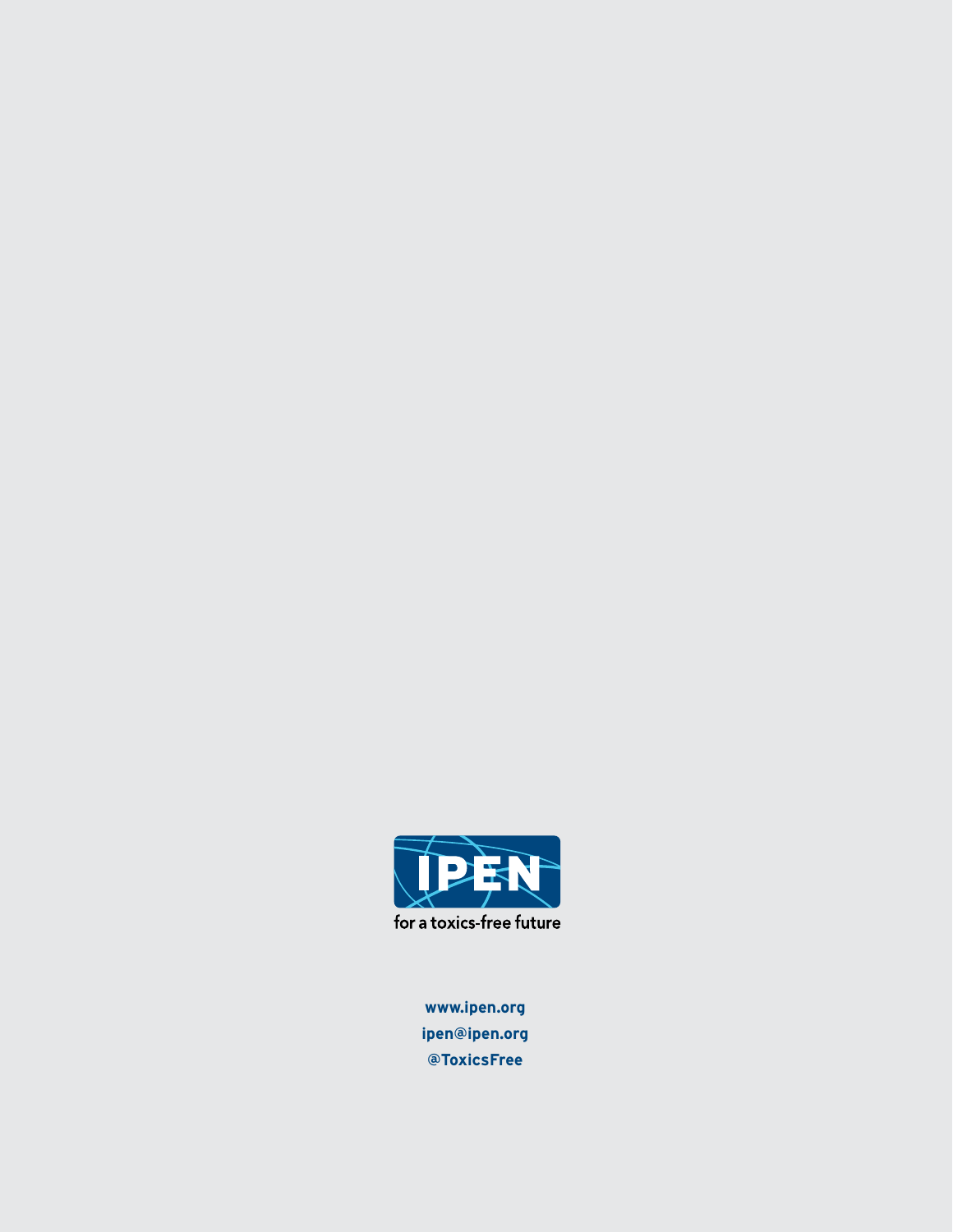IPEN

for a toxics-free future

**www.ipen.org**
**ipen@ipen.org**
**@ToxicsFree**